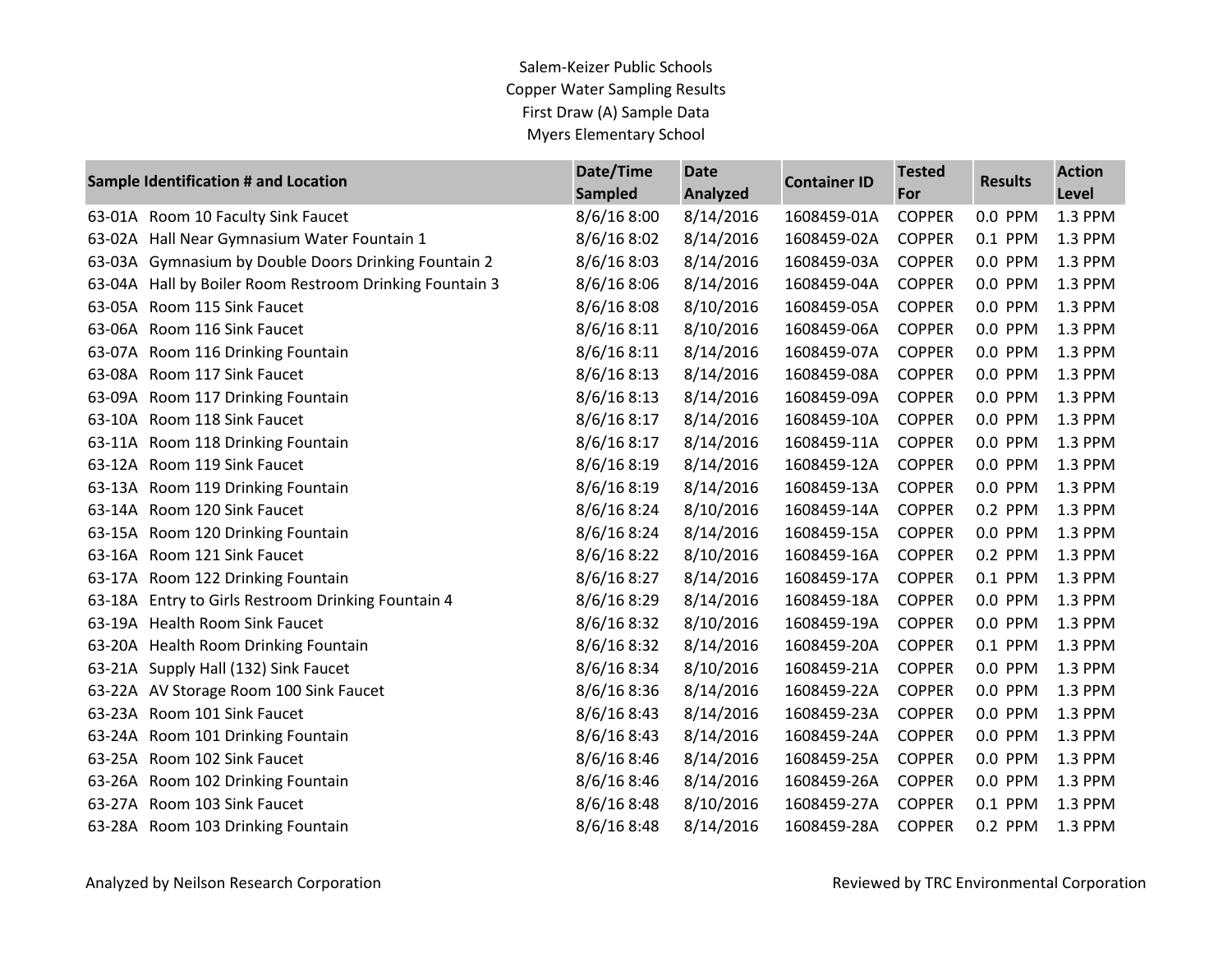Salem-Keizer Public Schools
Copper Water Sampling Results
First Draw (A) Sample Data
Myers Elementary School

| Sample Identification # and Location | Date/Time Sampled | Date Analyzed | Container ID | Tested For | Results | Action Level |
|---|---|---|---|---|---|---|
| 63-01A Room 10 Faculty Sink Faucet | 8/6/16 8:00 | 8/14/2016 | 1608459-01A | COPPER | 0.0 PPM | 1.3 PPM |
| 63-02A Hall Near Gymnasium Water Fountain 1 | 8/6/16 8:02 | 8/14/2016 | 1608459-02A | COPPER | 0.1 PPM | 1.3 PPM |
| 63-03A Gymnasium by Double Doors Drinking Fountain 2 | 8/6/16 8:03 | 8/14/2016 | 1608459-03A | COPPER | 0.0 PPM | 1.3 PPM |
| 63-04A Hall by Boiler Room Restroom Drinking Fountain 3 | 8/6/16 8:06 | 8/14/2016 | 1608459-04A | COPPER | 0.0 PPM | 1.3 PPM |
| 63-05A Room 115 Sink Faucet | 8/6/16 8:08 | 8/10/2016 | 1608459-05A | COPPER | 0.0 PPM | 1.3 PPM |
| 63-06A Room 116 Sink Faucet | 8/6/16 8:11 | 8/10/2016 | 1608459-06A | COPPER | 0.0 PPM | 1.3 PPM |
| 63-07A Room 116 Drinking Fountain | 8/6/16 8:11 | 8/14/2016 | 1608459-07A | COPPER | 0.0 PPM | 1.3 PPM |
| 63-08A Room 117 Sink Faucet | 8/6/16 8:13 | 8/14/2016 | 1608459-08A | COPPER | 0.0 PPM | 1.3 PPM |
| 63-09A Room 117 Drinking Fountain | 8/6/16 8:13 | 8/14/2016 | 1608459-09A | COPPER | 0.0 PPM | 1.3 PPM |
| 63-10A Room 118 Sink Faucet | 8/6/16 8:17 | 8/14/2016 | 1608459-10A | COPPER | 0.0 PPM | 1.3 PPM |
| 63-11A Room 118 Drinking Fountain | 8/6/16 8:17 | 8/14/2016 | 1608459-11A | COPPER | 0.0 PPM | 1.3 PPM |
| 63-12A Room 119 Sink Faucet | 8/6/16 8:19 | 8/14/2016 | 1608459-12A | COPPER | 0.0 PPM | 1.3 PPM |
| 63-13A Room 119 Drinking Fountain | 8/6/16 8:19 | 8/14/2016 | 1608459-13A | COPPER | 0.0 PPM | 1.3 PPM |
| 63-14A Room 120 Sink Faucet | 8/6/16 8:24 | 8/10/2016 | 1608459-14A | COPPER | 0.2 PPM | 1.3 PPM |
| 63-15A Room 120 Drinking Fountain | 8/6/16 8:24 | 8/14/2016 | 1608459-15A | COPPER | 0.0 PPM | 1.3 PPM |
| 63-16A Room 121 Sink Faucet | 8/6/16 8:22 | 8/10/2016 | 1608459-16A | COPPER | 0.2 PPM | 1.3 PPM |
| 63-17A Room 122 Drinking Fountain | 8/6/16 8:27 | 8/14/2016 | 1608459-17A | COPPER | 0.1 PPM | 1.3 PPM |
| 63-18A Entry to Girls Restroom Drinking Fountain 4 | 8/6/16 8:29 | 8/14/2016 | 1608459-18A | COPPER | 0.0 PPM | 1.3 PPM |
| 63-19A Health Room Sink Faucet | 8/6/16 8:32 | 8/10/2016 | 1608459-19A | COPPER | 0.0 PPM | 1.3 PPM |
| 63-20A Health Room Drinking Fountain | 8/6/16 8:32 | 8/14/2016 | 1608459-20A | COPPER | 0.1 PPM | 1.3 PPM |
| 63-21A Supply Hall (132) Sink Faucet | 8/6/16 8:34 | 8/10/2016 | 1608459-21A | COPPER | 0.0 PPM | 1.3 PPM |
| 63-22A AV Storage Room 100 Sink Faucet | 8/6/16 8:36 | 8/14/2016 | 1608459-22A | COPPER | 0.0 PPM | 1.3 PPM |
| 63-23A Room 101 Sink Faucet | 8/6/16 8:43 | 8/14/2016 | 1608459-23A | COPPER | 0.0 PPM | 1.3 PPM |
| 63-24A Room 101 Drinking Fountain | 8/6/16 8:43 | 8/14/2016 | 1608459-24A | COPPER | 0.0 PPM | 1.3 PPM |
| 63-25A Room 102 Sink Faucet | 8/6/16 8:46 | 8/14/2016 | 1608459-25A | COPPER | 0.0 PPM | 1.3 PPM |
| 63-26A Room 102 Drinking Fountain | 8/6/16 8:46 | 8/14/2016 | 1608459-26A | COPPER | 0.0 PPM | 1.3 PPM |
| 63-27A Room 103 Sink Faucet | 8/6/16 8:48 | 8/10/2016 | 1608459-27A | COPPER | 0.1 PPM | 1.3 PPM |
| 63-28A Room 103 Drinking Fountain | 8/6/16 8:48 | 8/14/2016 | 1608459-28A | COPPER | 0.2 PPM | 1.3 PPM |

Analyzed by Neilson Research Corporation

Reviewed by TRC Environmental Corporation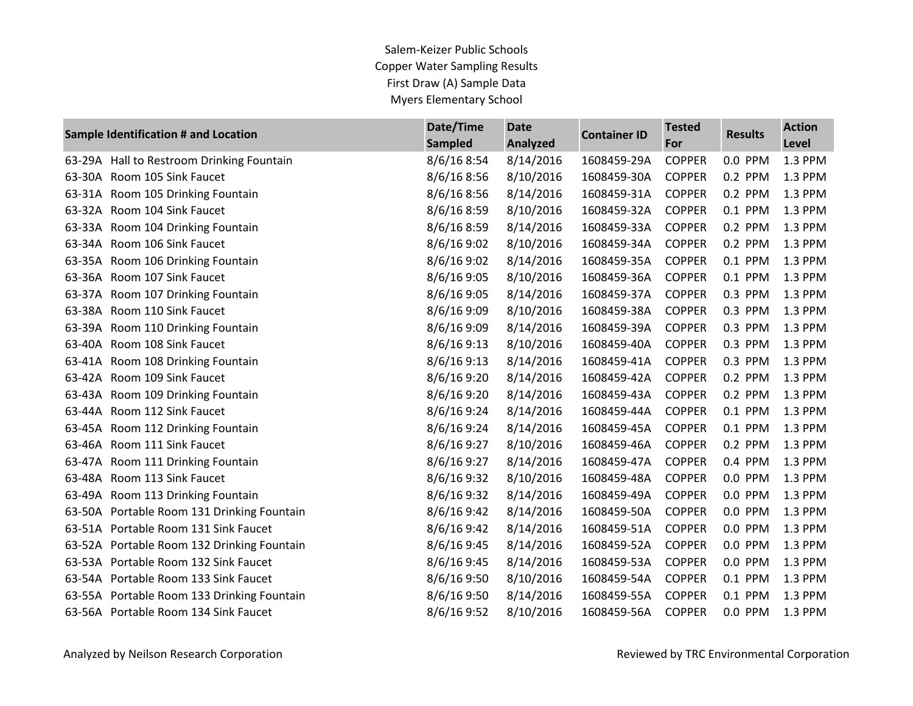Salem-Keizer Public Schools
Copper Water Sampling Results
First Draw (A) Sample Data
Myers Elementary School

| Sample Identification # and Location | Date/Time Sampled | Date Analyzed | Container ID | Tested For | Results | Action Level |
|---|---|---|---|---|---|---|
| 63-29A Hall to Restroom Drinking Fountain | 8/6/16 8:54 | 8/14/2016 | 1608459-29A | COPPER | 0.0 PPM | 1.3 PPM |
| 63-30A Room 105 Sink Faucet | 8/6/16 8:56 | 8/10/2016 | 1608459-30A | COPPER | 0.2 PPM | 1.3 PPM |
| 63-31A Room 105 Drinking Fountain | 8/6/16 8:56 | 8/14/2016 | 1608459-31A | COPPER | 0.2 PPM | 1.3 PPM |
| 63-32A Room 104 Sink Faucet | 8/6/16 8:59 | 8/10/2016 | 1608459-32A | COPPER | 0.1 PPM | 1.3 PPM |
| 63-33A Room 104 Drinking Fountain | 8/6/16 8:59 | 8/14/2016 | 1608459-33A | COPPER | 0.2 PPM | 1.3 PPM |
| 63-34A Room 106 Sink Faucet | 8/6/16 9:02 | 8/10/2016 | 1608459-34A | COPPER | 0.2 PPM | 1.3 PPM |
| 63-35A Room 106 Drinking Fountain | 8/6/16 9:02 | 8/14/2016 | 1608459-35A | COPPER | 0.1 PPM | 1.3 PPM |
| 63-36A Room 107 Sink Faucet | 8/6/16 9:05 | 8/10/2016 | 1608459-36A | COPPER | 0.1 PPM | 1.3 PPM |
| 63-37A Room 107 Drinking Fountain | 8/6/16 9:05 | 8/14/2016 | 1608459-37A | COPPER | 0.3 PPM | 1.3 PPM |
| 63-38A Room 110 Sink Faucet | 8/6/16 9:09 | 8/10/2016 | 1608459-38A | COPPER | 0.3 PPM | 1.3 PPM |
| 63-39A Room 110 Drinking Fountain | 8/6/16 9:09 | 8/14/2016 | 1608459-39A | COPPER | 0.3 PPM | 1.3 PPM |
| 63-40A Room 108 Sink Faucet | 8/6/16 9:13 | 8/10/2016 | 1608459-40A | COPPER | 0.3 PPM | 1.3 PPM |
| 63-41A Room 108 Drinking Fountain | 8/6/16 9:13 | 8/14/2016 | 1608459-41A | COPPER | 0.3 PPM | 1.3 PPM |
| 63-42A Room 109 Sink Faucet | 8/6/16 9:20 | 8/14/2016 | 1608459-42A | COPPER | 0.2 PPM | 1.3 PPM |
| 63-43A Room 109 Drinking Fountain | 8/6/16 9:20 | 8/14/2016 | 1608459-43A | COPPER | 0.2 PPM | 1.3 PPM |
| 63-44A Room 112 Sink Faucet | 8/6/16 9:24 | 8/14/2016 | 1608459-44A | COPPER | 0.1 PPM | 1.3 PPM |
| 63-45A Room 112 Drinking Fountain | 8/6/16 9:24 | 8/14/2016 | 1608459-45A | COPPER | 0.1 PPM | 1.3 PPM |
| 63-46A Room 111 Sink Faucet | 8/6/16 9:27 | 8/10/2016 | 1608459-46A | COPPER | 0.2 PPM | 1.3 PPM |
| 63-47A Room 111 Drinking Fountain | 8/6/16 9:27 | 8/14/2016 | 1608459-47A | COPPER | 0.4 PPM | 1.3 PPM |
| 63-48A Room 113 Sink Faucet | 8/6/16 9:32 | 8/10/2016 | 1608459-48A | COPPER | 0.0 PPM | 1.3 PPM |
| 63-49A Room 113 Drinking Fountain | 8/6/16 9:32 | 8/14/2016 | 1608459-49A | COPPER | 0.0 PPM | 1.3 PPM |
| 63-50A Portable Room 131 Drinking Fountain | 8/6/16 9:42 | 8/14/2016 | 1608459-50A | COPPER | 0.0 PPM | 1.3 PPM |
| 63-51A Portable Room 131 Sink Faucet | 8/6/16 9:42 | 8/14/2016 | 1608459-51A | COPPER | 0.0 PPM | 1.3 PPM |
| 63-52A Portable Room 132 Drinking Fountain | 8/6/16 9:45 | 8/14/2016 | 1608459-52A | COPPER | 0.0 PPM | 1.3 PPM |
| 63-53A Portable Room 132 Sink Faucet | 8/6/16 9:45 | 8/14/2016 | 1608459-53A | COPPER | 0.0 PPM | 1.3 PPM |
| 63-54A Portable Room 133 Sink Faucet | 8/6/16 9:50 | 8/10/2016 | 1608459-54A | COPPER | 0.1 PPM | 1.3 PPM |
| 63-55A Portable Room 133 Drinking Fountain | 8/6/16 9:50 | 8/14/2016 | 1608459-55A | COPPER | 0.1 PPM | 1.3 PPM |
| 63-56A Portable Room 134 Sink Faucet | 8/6/16 9:52 | 8/10/2016 | 1608459-56A | COPPER | 0.0 PPM | 1.3 PPM |

Analyzed by Neilson Research Corporation

Reviewed by TRC Environmental Corporation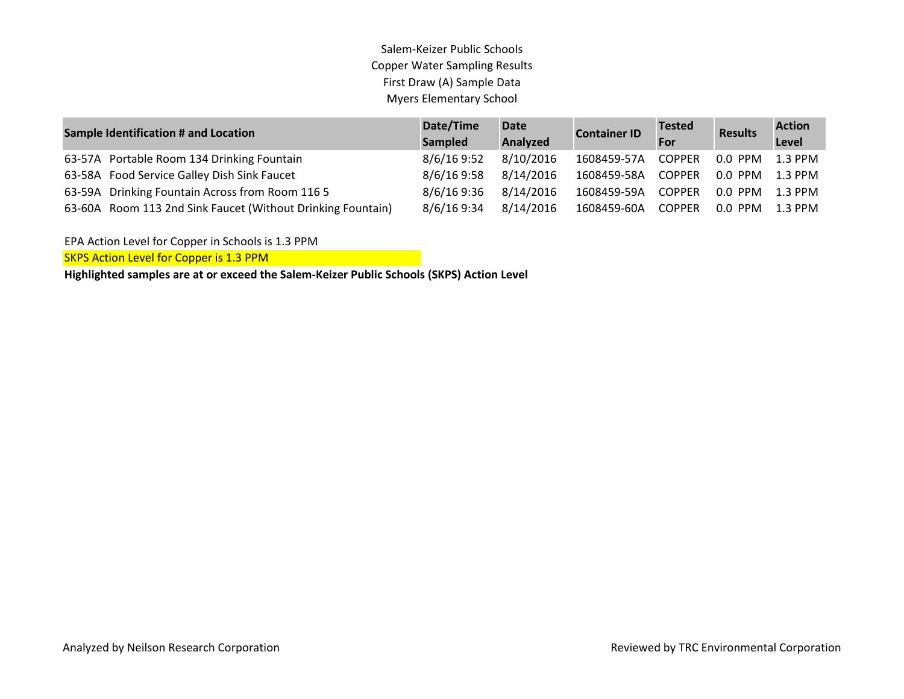Salem-Keizer Public Schools
Copper Water Sampling Results
First Draw (A) Sample Data
Myers Elementary School

| Sample Identification # and Location | Date/Time Sampled | Date Analyzed | Container ID | Tested For | Results | Action Level |
|---|---|---|---|---|---|---|
| 63-57A Portable Room 134 Drinking Fountain | 8/6/16 9:52 | 8/10/2016 | 1608459-57A | COPPER | 0.0 PPM | 1.3 PPM |
| 63-58A Food Service Galley Dish Sink Faucet | 8/6/16 9:58 | 8/14/2016 | 1608459-58A | COPPER | 0.0 PPM | 1.3 PPM |
| 63-59A Drinking Fountain Across from Room 116 5 | 8/6/16 9:36 | 8/14/2016 | 1608459-59A | COPPER | 0.0 PPM | 1.3 PPM |
| 63-60A Room 113 2nd Sink Faucet (Without Drinking Fountain) | 8/6/16 9:34 | 8/14/2016 | 1608459-60A | COPPER | 0.0 PPM | 1.3 PPM |

EPA Action Level for Copper in Schools is 1.3 PPM

SKPS Action Level for Copper is 1.3 PPM

**Highlighted samples are at or exceed the Salem-Keizer Public Schools (SKPS) Action Level**

Analyzed by Neilson Research Corporation

Reviewed by TRC Environmental Corporation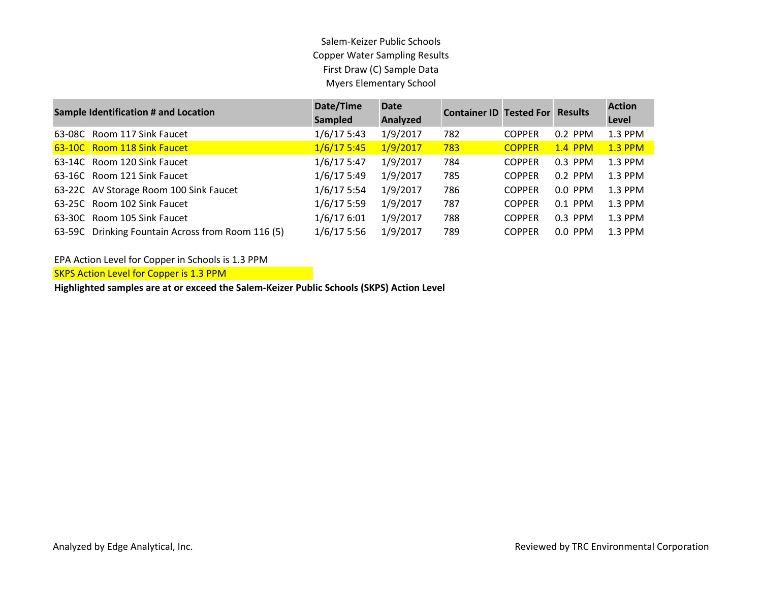Salem-Keizer Public Schools
Copper Water Sampling Results
First Draw (C) Sample Data
Myers Elementary School

| Sample Identification # and Location | | Date/Time Sampled | Date Analyzed | Container ID | Tested For | Results | Action Level |
|---|---|---|---|---|---|---|---|
| 63-08C | Room 117 Sink Faucet | 1/6/17 5:43 | 1/9/2017 | 782 | COPPER | 0.2 PPM | 1.3 PPM |
| 63-10C | Room 118 Sink Faucet | 1/6/17 5:45 | 1/9/2017 | 783 | COPPER | 1.4 PPM | 1.3 PPM |
| 63-14C | Room 120 Sink Faucet | 1/6/17 5:47 | 1/9/2017 | 784 | COPPER | 0.3 PPM | 1.3 PPM |
| 63-16C | Room 121 Sink Faucet | 1/6/17 5:49 | 1/9/2017 | 785 | COPPER | 0.2 PPM | 1.3 PPM |
| 63-22C | AV Storage Room 100 Sink Faucet | 1/6/17 5:54 | 1/9/2017 | 786 | COPPER | 0.0 PPM | 1.3 PPM |
| 63-25C | Room 102 Sink Faucet | 1/6/17 5:59 | 1/9/2017 | 787 | COPPER | 0.1 PPM | 1.3 PPM |
| 63-30C | Room 105 Sink Faucet | 1/6/17 6:01 | 1/9/2017 | 788 | COPPER | 0.3 PPM | 1.3 PPM |
| 63-59C | Drinking Fountain Across from Room 116 (5) | 1/6/17 5:56 | 1/9/2017 | 789 | COPPER | 0.0 PPM | 1.3 PPM |

EPA Action Level for Copper in Schools is 1.3 PPM

SKPS Action Level for Copper is 1.3 PPM

**Highlighted samples are at or exceed the Salem-Keizer Public Schools (SKPS) Action Level**

Analyzed by Edge Analytical, Inc.

Reviewed by TRC Environmental Corporation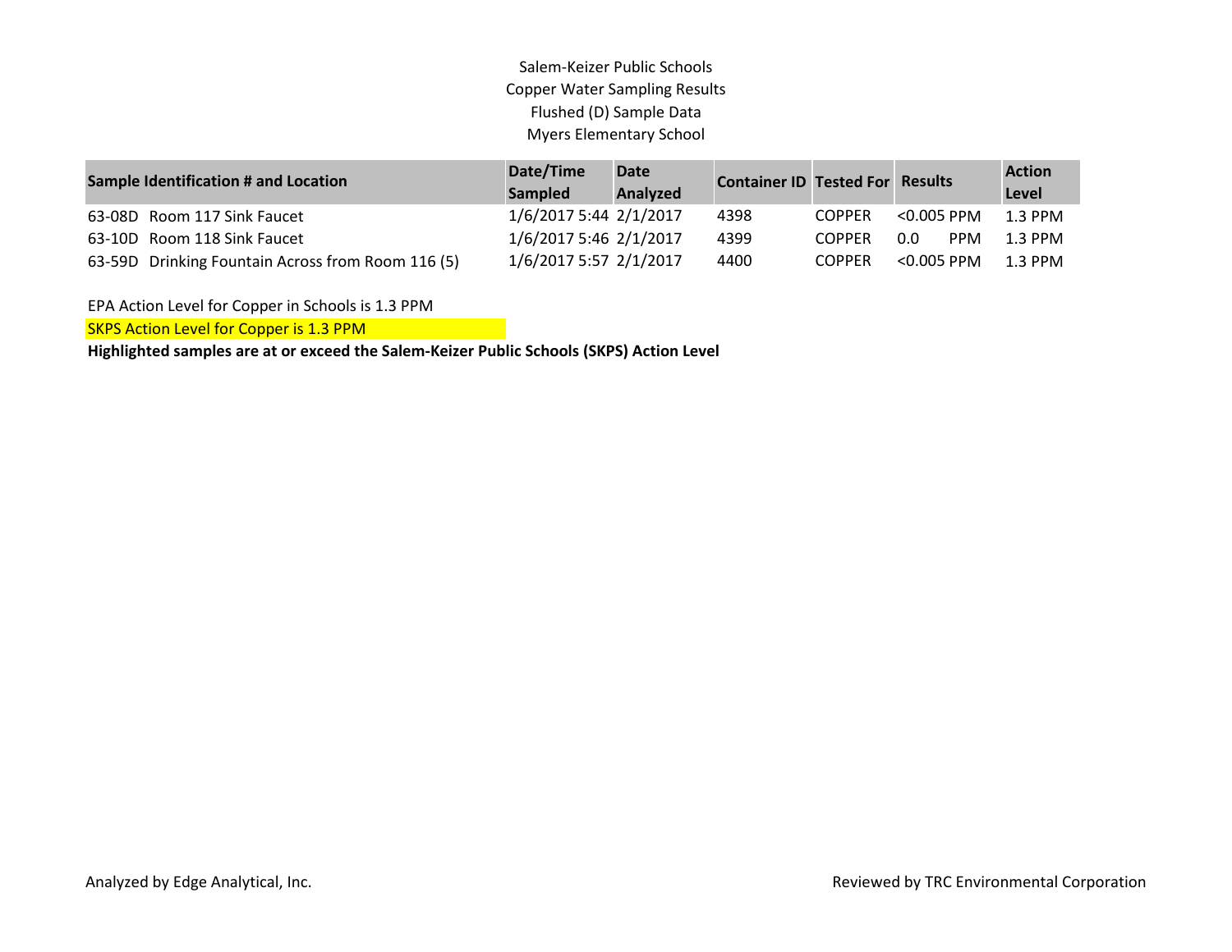Salem-Keizer Public Schools

Copper Water Sampling Results

Flushed (D) Sample Data

Myers Elementary School

| Sample Identification # and Location | Date/Time Sampled | Date Analyzed | Container ID | Tested For | Results | Action Level |
|---|---|---|---|---|---|---|
| 63-08D Room 117 Sink Faucet | 1/6/2017 5:44 | 2/1/2017 | 4398 | COPPER | <0.005 PPM | 1.3 PPM |
| 63-10D Room 118 Sink Faucet | 1/6/2017 5:46 | 2/1/2017 | 4399 | COPPER | 0.0 PPM | 1.3 PPM |
| 63-59D Drinking Fountain Across from Room 116 (5) | 1/6/2017 5:57 | 2/1/2017 | 4400 | COPPER | <0.005 PPM | 1.3 PPM |

EPA Action Level for Copper in Schools is 1.3 PPM

SKPS Action Level for Copper is 1.3 PPM

**Highlighted samples are at or exceed the Salem-Keizer Public Schools (SKPS) Action Level**

Analyzed by Edge Analytical, Inc.

Reviewed by TRC Environmental Corporation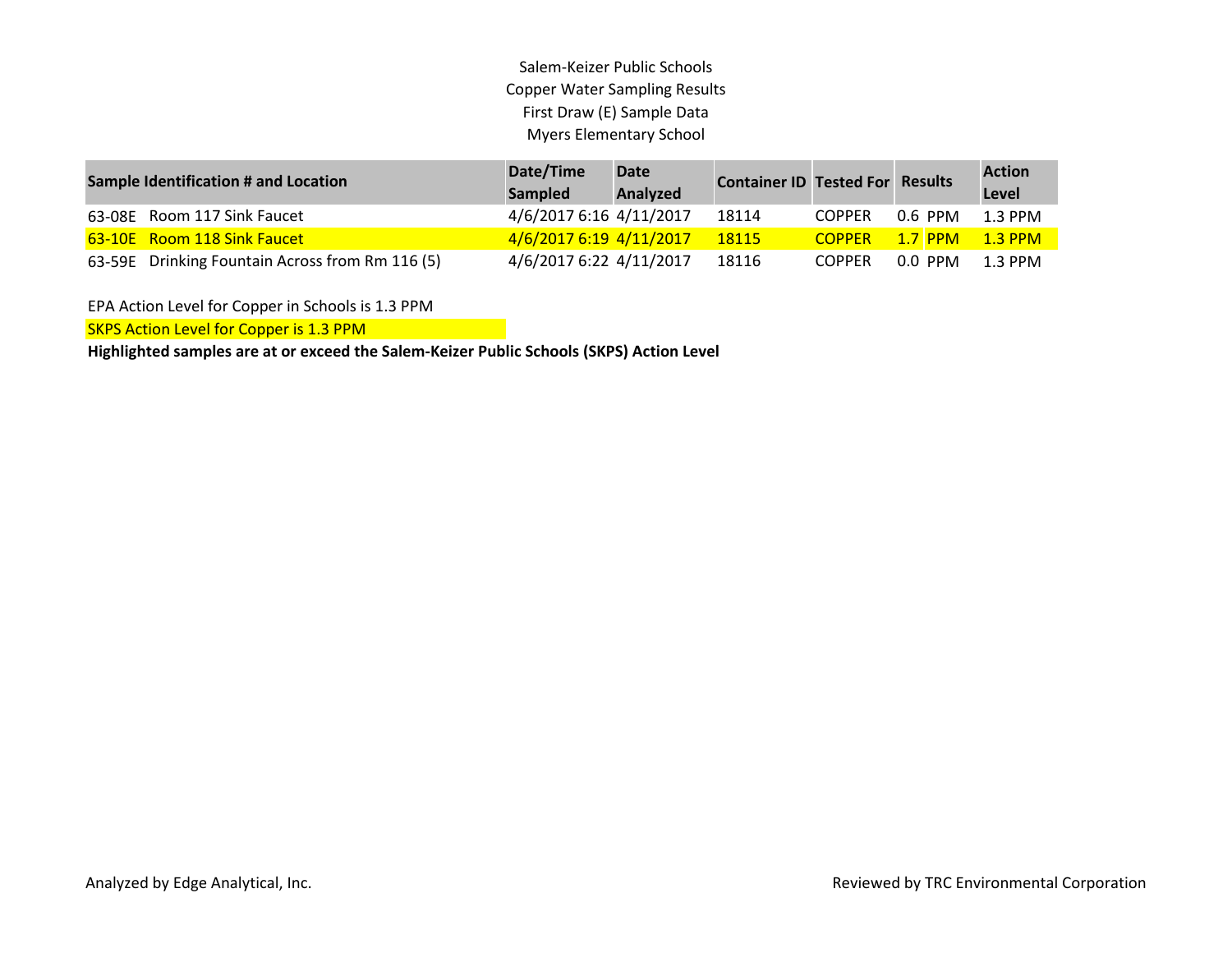Salem-Keizer Public Schools
Copper Water Sampling Results
First Draw (E) Sample Data
Myers Elementary School

| Sample Identification # and Location | Date/Time Sampled | Date Analyzed | Container ID | Tested For | Results | Action Level |
|---|---|---|---|---|---|---|
| 63-08E Room 117 Sink Faucet | 4/6/2017 6:16 | 4/11/2017 | 18114 | COPPER | 0.6 PPM | 1.3 PPM |
| 63-10E Room 118 Sink Faucet | 4/6/2017 6:19 | 4/11/2017 | 18115 | COPPER | 1.7 PPM | 1.3 PPM |
| 63-59E Drinking Fountain Across from Rm 116 (5) | 4/6/2017 6:22 | 4/11/2017 | 18116 | COPPER | 0.0 PPM | 1.3 PPM |

EPA Action Level for Copper in Schools is 1.3 PPM

SKPS Action Level for Copper is 1.3 PPM

**Highlighted samples are at or exceed the Salem-Keizer Public Schools (SKPS) Action Level**

Analyzed by Edge Analytical, Inc.

Reviewed by TRC Environmental Corporation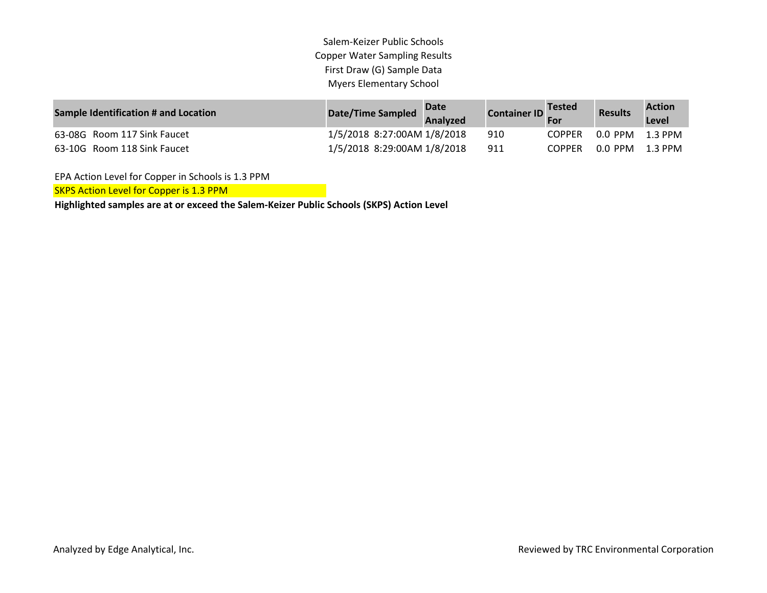Salem-Keizer Public Schools
Copper Water Sampling Results
First Draw (G) Sample Data
Myers Elementary School

| Sample Identification # and Location | Date/Time Sampled | Date Analyzed | Container ID | Tested For | Results | Action Level |
|---|---|---|---|---|---|---|
| 63-08G Room 117 Sink Faucet | 1/5/2018 8:27:00AM | 1/8/2018 | 910 | COPPER | 0.0 PPM | 1.3 PPM |
| 63-10G Room 118 Sink Faucet | 1/5/2018 8:29:00AM | 1/8/2018 | 911 | COPPER | 0.0 PPM | 1.3 PPM |

EPA Action Level for Copper in Schools is 1.3 PPM

SKPS Action Level for Copper is 1.3 PPM

**Highlighted samples are at or exceed the Salem-Keizer Public Schools (SKPS) Action Level**

Analyzed by Edge Analytical, Inc.

Reviewed by TRC Environmental Corporation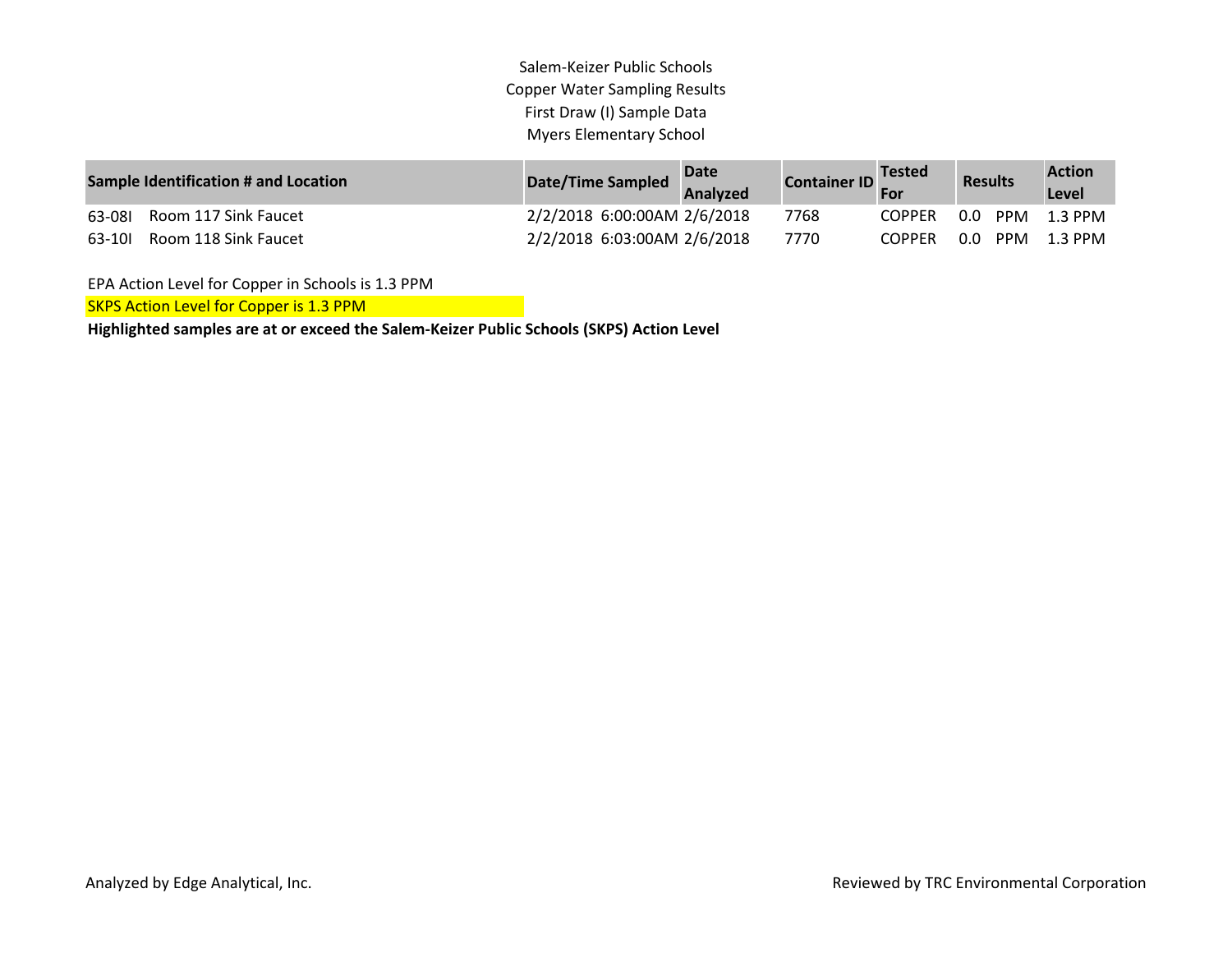Salem-Keizer Public Schools
Copper Water Sampling Results
First Draw (I) Sample Data
Myers Elementary School

| Sample Identification # and Location | | Date/Time Sampled | Date Analyzed | Container ID | Tested For | Results | | Action Level |
|---|---|---|---|---|---|---|---|---|
| 63-08I | Room 117 Sink Faucet | 2/2/2018 6:00:00AM | 2/6/2018 | 7768 | COPPER | 0.0 | PPM | 1.3 PPM |
| 63-10I | Room 118 Sink Faucet | 2/2/2018 6:03:00AM | 2/6/2018 | 7770 | COPPER | 0.0 | PPM | 1.3 PPM |

EPA Action Level for Copper in Schools is 1.3 PPM

SKPS Action Level for Copper is 1.3 PPM

**Highlighted samples are at or exceed the Salem-Keizer Public Schools (SKPS) Action Level**

Analyzed by Edge Analytical, Inc.

Reviewed by TRC Environmental Corporation